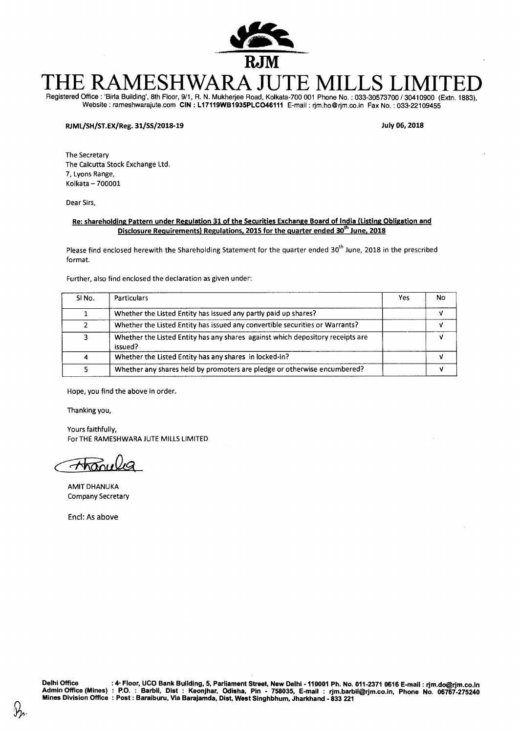RJM

# THE RAMESHWARA JUTE MILLS LIMITED

Registered Office : 'Birla Building', 8th Floor, 9/1, R. N. Mukherjee Road, Kolkata-700 001 Phone No. : 033-30573700 / 30410900 (Extn. 1883), Website : rameshwarajute.com **CIN : L17119WB1935PLCO46111** E-mail : rjm.ho@rjm.co.in Fax No. : 033-22109455

**RJML/SH/ST.EX/Reg. 31/SS/2018-19** **July 06, 2018**

The Secretary
The Calcutta Stock Exchange Ltd.
7, Lyons Range,
Kolkata – 700001

Dear Sirs,

**Re: shareholding Pattern under Regulation 31 of the Securities Exchange Board of India (Listing Obligation and Disclosure Requirements) Regulations, 2015 for the quarter ended 30th June, 2018**

Please find enclosed herewith the Shareholding Statement for the quarter ended 30th June, 2018 in the prescribed format.

Further, also find enclosed the declaration as given under:

| Sl No. | Particulars | Yes | No |
|---|---|---|---|
| 1 | Whether the Listed Entity has issued any partly paid up shares? | | √ |
| 2 | Whether the Listed Entity has issued any convertible securities or Warrants? | | √ |
| 3 | Whether the Listed Entity has any shares against which depository receipts are issued? | | √ |
| 4 | Whether the Listed Entity has any shares in locked-in? | | √ |
| 5 | Whether any shares held by promoters are pledge or otherwise encumbered? | | √ |

Hope, you find the above in order.

Thanking you,

Yours faithfully,
For THE RAMESHWARA JUTE MILLS LIMITED

AMIT DHANUKA
Company Secretary

Encl: As above

**Delhi Office** : 4th Floor, UCO Bank Building, 5, Parliament Street, New Delhi - 110001 Ph. No. 011-2371 0616 E-mail : rjm.do@rjm.co.in
**Admin Office (Mines)** : P.O. : Barbil, Dist : Keonjhar, Odisha, Pin - 758035, E-mail : rjm.barbil@rjm.co.in, Phone No. 06767-275240
**Mines Division Office** : Post : Baraiburu, Via Barajamda, Dist, West Singhbhum, Jharkhand - 833 221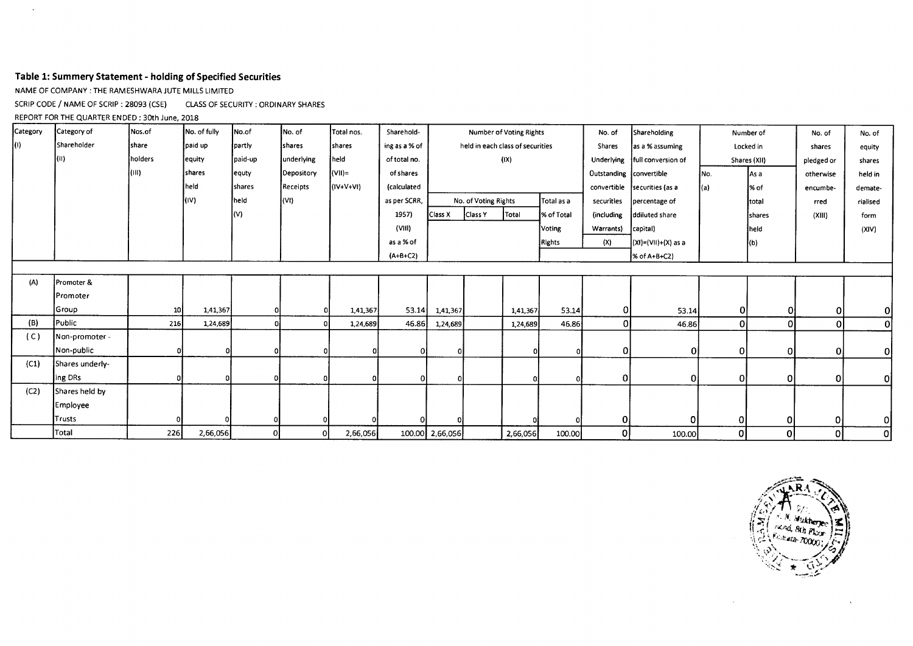**Table 1: Summery Statement - holding of Specified Securities**

NAME OF COMPANY : THE RAMESHWARA JUTE MILLS LIMITED

SCRIP CODE / NAME OF SCRIP : 28093 (CSE) CLASS OF SECURITY : ORDINARY SHARES

REPORT FOR THE QUARTER ENDED : 30th June, 2018

| Category (I) | Category of Shareholder (II) | Nos.of share holders (III) | No. of fully paid up equity shares held (IV) | No.of partly paid-up equty shares held (V) | No. of shares underlying Depository Receipts (VI) | Total nos. shares held (VII)= (IV+V+VI) | Shareholding as a % of total no. of shares (calculated as per SCRR, 1957) (VIII) as a % of (A+B+C2) | Number of Voting Rights held in each class of securities (IX) | | | | No. of Shares Underlying Outstanding convertible securities (including Warrants) (X) | Shareholding as a % assuming full conversion of convertible securities (as a percentage of ddiluted share capital) (XI)=(VII)+(X) as a % of A+B+C2) | Number of Locked in Shares (XII) | | No. of shares pledged or otherwise encumberred (XIII) | No. of equity shares held in dematerialised form (XIV) |
|---|---|---|---|---|---|---|---|---|---|---|---|---|---|---|---|---|---|
| | | | | | | | | No. of Voting Rights | | | Total as a % of Total Voting Rights | | | No. (a) | As a % of total shares held (b) | | |
| | | | | | | | | Class X | Class Y | Total | | | | | | | |
| (A) | Promoter & Promoter Group | 10 | 1,41,367 | 0 | 0 | 1,41,367 | 53.14 | 1,41,367 | | 1,41,367 | 53.14 | 0 | 53.14 | 0 | 0 | 0 | 0 |
| (B) | Public | 216 | 1,24,689 | 0 | 0 | 1,24,689 | 46.86 | 1,24,689 | | 1,24,689 | 46.86 | 0 | 46.86 | 0 | 0 | 0 | 0 |
| ( C ) | Non-promoter - Non-public | 0 | 0 | 0 | 0 | 0 | 0 | 0 | | 0 | 0 | 0 | 0 | 0 | 0 | 0 | 0 |
| (C1) | Shares underlying DRs | 0 | 0 | 0 | 0 | 0 | 0 | 0 | | 0 | 0 | 0 | 0 | 0 | 0 | 0 | 0 |
| (C2) | Shares held by Employee Trusts | 0 | 0 | 0 | 0 | 0 | 0 | 0 | | 0 | 0 | 0 | 0 | 0 | 0 | 0 | 0 |
| | Total | 226 | 2,66,056 | 0 | 0 | 2,66,056 | 100.00 | 2,66,056 | | 2,66,056 | 100.00 | 0 | 100.00 | 0 | 0 | 0 | 0 |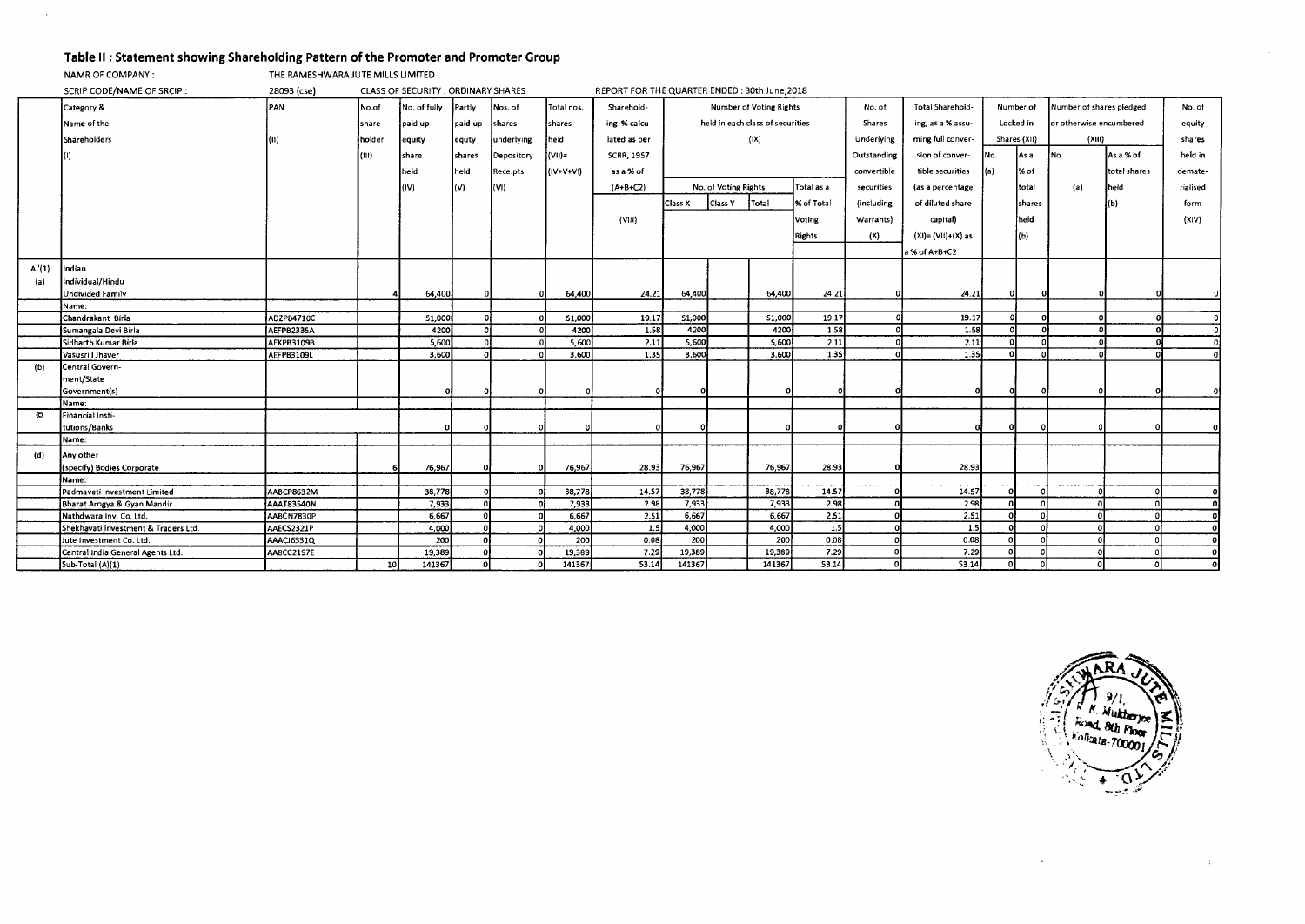# Table II : Statement showing Shareholding Pattern of the Promoter and Promoter Group

NAMR OF COMPANY : THE RAMESHWARA JUTE MILLS LIMITED

SCRIP CODE/NAME OF SRCIP : 28093 (cse) CLASS OF SECURITY : ORDINARY SHARES REPORT FOR THE QUARTER ENDED : 30th June,2018

| | Category & Name of the Shareholders (I) | PAN (II) | No.of share holder (III) | No. of fully paid up equity share held (IV) | Partly paid-up equty shares held (V) | Nos. of shares underlying Depository Receipts (VI) | Total nos. shares held (VII)= (IV+V+VI) | Sharehold-ing % calcu-lated as per SCRR, 1957 as a % of (A+B+C2) (VIII) | Number of Voting Rights held in each class of securities (IX) | | | | No. of Shares Underlying Outstanding convertible securities (including Warrants) (X) | Total Sharehold-ing, as a % assu-ming full conver-sion of conver-tible securities (as a percentage of diluted share capital) (XI)= (VII)+(X) as a % of A+B+C2 | Number of Locked in Shares (XII) | | Number of shares pledged or otherwise encumbered (XIII) | | No. of equity shares held in demate-rialised form (XIV) |
|---|---|---|---|---|---|---|---|---|---|---|---|---|---|---|---|---|---|---|---|
| | | | | | | | | | No. of Voting Rights | | | Total as a % of Total Voting Rights | | | No. (a) | As a % of total shares held (b) | No. (a) | As a % of total shares held (b) | |
| | | | | | | | | | Class X | Class Y | Total | | | | | | | | |
| A (1) | Indian | | | | | | | | | | | | | | | | | | |
| (a) | Individual/Hindu Undivided Family | | 4 | 64,400 | 0 | 0 | 64,400 | 24.21 | 64,400 | | 64,400 | 24.21 | 0 | 24.21 | 0 | 0 | 0 | 0 | 0 |
| | Name: | | | | | | | | | | | | | | | | | | |
| | Chandrakant Birla | ADZPB4710C | | 51,000 | 0 | 0 | 51,000 | 19.17 | 51,000 | | 51,000 | 19.17 | 0 | 19.17 | 0 | 0 | 0 | 0 | 0 |
| | Sumangala Devi Birla | AEFPB2335A | | 4200 | 0 | 0 | 4200 | 1.58 | 4200 | | 4200 | 1.58 | 0 | 1.58 | 0 | 0 | 0 | 0 | 0 |
| | Sidharth Kumar Birla | AEKPB3109B | | 5,600 | 0 | 0 | 5,600 | 2.11 | 5,600 | | 5,600 | 2.11 | 0 | 2.11 | 0 | 0 | 0 | 0 | 0 |
| | Vasusri I Jhaver | AEFPB3109L | | 3,600 | 0 | 0 | 3,600 | 1.35 | 3,600 | | 3,600 | 1.35 | 0 | 1.35 | 0 | 0 | 0 | 0 | 0 |
| (b) | Central Govern-ment/State Government(s) | | | 0 | 0 | 0 | 0 | 0 | 0 | | 0 | 0 | 0 | 0 | 0 | 0 | 0 | 0 | 0 |
| | Name: | | | | | | | | | | | | | | | | | | |
| © | Financial Insti-tutions/Banks | | | 0 | 0 | 0 | 0 | 0 | 0 | | 0 | 0 | 0 | 0 | 0 | 0 | 0 | 0 | 0 |
| | Name: | | | | | | | | | | | | | | | | | | |
| (d) | Any other (specify) Bodies Corporate | | 6 | 76,967 | 0 | 0 | 76,967 | 28.93 | 76,967 | | 76,967 | 28.93 | 0 | 28.93 | | | | | |
| | Name: | | | | | | | | | | | | | | | | | | |
| | Padmavati Investment Limited | AABCP8632M | | 38,778 | 0 | 0 | 38,778 | 14.57 | 38,778 | | 38,778 | 14.57 | 0 | 14.57 | 0 | 0 | 0 | 0 | 0 |
| | Bharat Arogya & Gyan Mandir | AAAT83540N | | 7,933 | 0 | 0 | 7,933 | 2.98 | 7,933 | | 7,933 | 2.98 | 0 | 2.98 | 0 | 0 | 0 | 0 | 0 |
| | Nathdwara Inv. Co. Ltd. | AABCN7830P | | 6,667 | 0 | 0 | 6,667 | 2.51 | 6,667 | | 6,667 | 2.51 | 0 | 2.51 | 0 | 0 | 0 | 0 | 0 |
| | Shekhavati Investment & Traders Ltd. | AAECS2321P | | 4,000 | 0 | 0 | 4,000 | 1.5 | 4,000 | | 4,000 | 1.5 | 0 | 1.5 | 0 | 0 | 0 | 0 | 0 |
| | Jute Investment Co. Ltd. | AAACJ6331Q | | 200 | 0 | 0 | 200 | 0.08 | 200 | | 200 | 0.08 | 0 | 0.08 | 0 | 0 | 0 | 0 | 0 |
| | Central India General Agents Ltd. | AABCC2197E | | 19,389 | 0 | 0 | 19,389 | 7.29 | 19,389 | | 19,389 | 7.29 | 0 | 7.29 | 0 | 0 | 0 | 0 | 0 |
| | Sub-Total (A)(1) | | 10 | 141367 | 0 | 0 | 141367 | 53.14 | 141367 | | 141367 | 53.14 | 0 | 53.14 | 0 | 0 | 0 | 0 | 0 |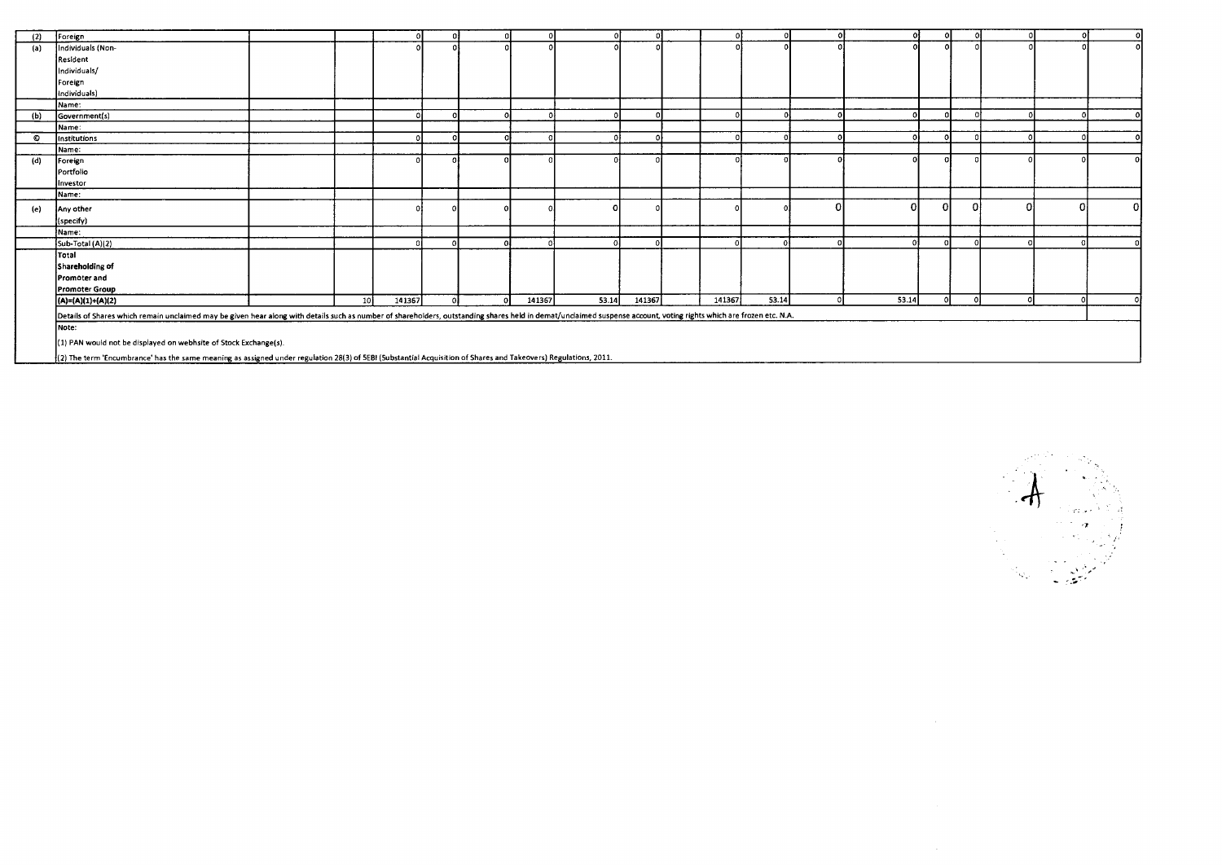| | | | | | | | | | | | | | | | | | | | |
|---|---|---|---|---|---|---|---|---|---|---|---|---|---|---|---|---|---|---|---|
| (2) | Foreign | | | 0 | 0 | 0 | 0 | 0 | 0 | | 0 | 0 | 0 | 0 | 0 | 0 | 0 | 0 | 0 |
| (a) | Individuals (Non-Resident Individuals/ Foreign Individuals) | | | 0 | 0 | 0 | 0 | 0 | 0 | | 0 | 0 | 0 | 0 | 0 | 0 | 0 | 0 | 0 |
| | Name: | | | | | | | | | | | | | | | | | | |
| (b) | Government(s) | | | 0 | 0 | 0 | 0 | 0 | 0 | | 0 | 0 | 0 | 0 | 0 | 0 | 0 | 0 | 0 |
| | Name: | | | | | | | | | | | | | | | | | | |
| © | Institutions | | | 0 | 0 | 0 | 0 | 0 | 0 | | 0 | 0 | 0 | 0 | 0 | 0 | 0 | 0 | 0 |
| | Name: | | | | | | | | | | | | | | | | | | |
| (d) | Foreign Portfolio Investor | | | 0 | 0 | 0 | 0 | 0 | 0 | | 0 | 0 | 0 | 0 | 0 | 0 | 0 | 0 | 0 |
| | Name: | | | | | | | | | | | | | | | | | | |
| (e) | Any other (specify) | | | 0 | 0 | 0 | 0 | 0 | 0 | | 0 | 0 | 0 | 0 | 0 | 0 | 0 | 0 | 0 |
| | Name: | | | | | | | | | | | | | | | | | | |
| | Sub-Total (A)(2) | | | 0 | 0 | 0 | 0 | 0 | 0 | | 0 | 0 | 0 | 0 | 0 | 0 | 0 | 0 | 0 |
| | **Total Shareholding of Promoter and Promoter Group (A)=(A)(1)+(A)(2)** | | 10 | 141367 | 0 | 0 | 141367 | 53.14 | 141367 | | 141367 | 53.14 | 0 | 53.14 | 0 | 0 | 0 | 0 | 0 |

Details of Shares which remain unclaimed may be given hear along with details such as number of shareholders, outstanding shares held in demat/unclaimed suspense account, voting rights which are frozen etc. N.A.

Note:

(1) PAN would not be displayed on webhsite of Stock Exchange(s).

(2) The term 'Encumbrance' has the same meaning as assigned under regulation 28(3) of SEBI (Substantial Acquisition of Shares and Takeovers) Regulations, 2011.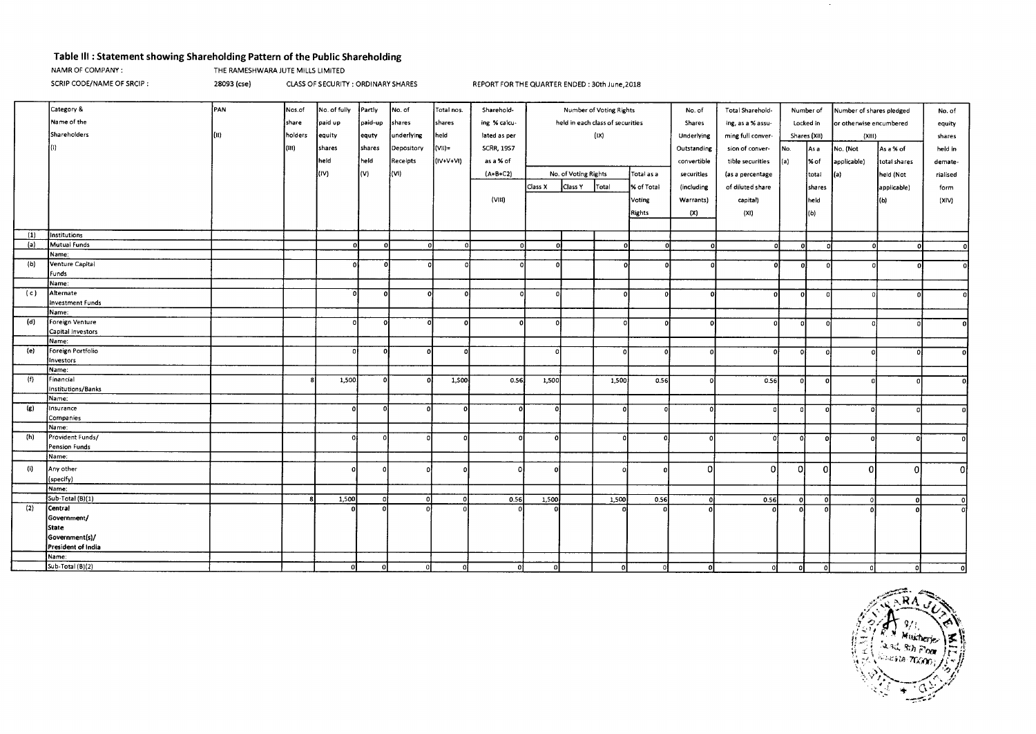## Table III : Statement showing Shareholding Pattern of the Public Shareholding

NAMR OF COMPANY : THE RAMESHWARA JUTE MILLS LIMITED

SCRIP CODE/NAME OF SRCIP : 28093 (cse) CLASS OF SECURITY : ORDINARY SHARES REPORT FOR THE QUARTER ENDED : 30th June,2018

| | Category & Name of the Shareholders (I) | PAN (II) | Nos.of share holders (III) | No. of fully paid up equity shares held (IV) | Partly paid-up equty shares held (V) | No. of shares underlying Depository Receipts (VI) | Total nos. shares held (VII)= (IV+V+VI) | Sharehold-ing % calcu-lated as per SCRR, 1957 as a % of (A+B+C2) (VIII) | Number of Voting Rights held in each class of securities (IX) | | | | No. of Shares Underlying Outstanding convertible securities (including Warrants) (X) | Total Sharehold-ing, as a % assu-ming full conver-sion of conver-tible securities (as a percentage of diluted share capital) (XI) | Number of Locked in Shares (XII) | | Number of shares pledged or otherwise encumbered (XIII) | | No. of equity shares held in demate-rialised form (XIV) |
|---|---|---|---|---|---|---|---|---|---|---|---|---|---|---|---|---|---|---|---|
| | | | | | | | | | No. of Voting Rights | | | Total as a % of Total Voting Rights | | | No. (a) | As a % of total shares held (b) | No. (Not applicable) (a) | As a % of total shares held (Not applicable) (b) | |
| | | | | | | | | | Class X | Class Y | Total | | | | | | | | |
| (1) | Institutions | | | | | | | | | | | | | | | | | | |
| (a) | Mutual Funds | | | 0 | 0 | 0 | 0 | 0 | 0 | | 0 | 0 | 0 | 0 | 0 | 0 | 0 | 0 | 0 |
| | Name: | | | | | | | | | | | | | | | | | | |
| (b) | Venture Capital Funds | | | 0 | 0 | 0 | 0 | 0 | 0 | | 0 | 0 | 0 | 0 | 0 | 0 | 0 | 0 | 0 |
| | Name: | | | | | | | | | | | | | | | | | | |
| (c) | Alternate Investment Funds | | | 0 | 0 | 0 | 0 | 0 | 0 | | 0 | 0 | 0 | 0 | 0 | 0 | 0 | 0 | 0 |
| | Name: | | | | | | | | | | | | | | | | | | |
| (d) | Foreign Venture Capital Investors | | | 0 | 0 | 0 | 0 | 0 | 0 | | 0 | 0 | 0 | 0 | 0 | 0 | 0 | 0 | 0 |
| | Name: | | | | | | | | | | | | | | | | | | |
| (e) | Foreign Portfolio Investors | | | 0 | 0 | 0 | 0 | | 0 | | 0 | 0 | 0 | 0 | 0 | 0 | 0 | 0 | 0 |
| | Name: | | | | | | | | | | | | | | | | | | |
| (f) | Financial Institutions/Banks | | 8 | 1,500 | 0 | 0 | 1,500 | 0.56 | 1,500 | | 1,500 | 0.56 | 0 | 0.56 | 0 | 0 | 0 | 0 | 0 |
| | Name: | | | | | | | | | | | | | | | | | | |
| (g) | Insurance Companies | | | 0 | 0 | 0 | 0 | 0 | 0 | | 0 | 0 | 0 | 0 | 0 | 0 | 0 | 0 | 0 |
| | Name: | | | | | | | | | | | | | | | | | | |
| (h) | Provident Funds/ Pension Funds | | | 0 | 0 | 0 | 0 | 0 | 0 | | 0 | 0 | 0 | 0 | 0 | 0 | 0 | 0 | 0 |
| | Name: | | | | | | | | | | | | | | | | | | |
| (i) | Any other (specify) | | | 0 | 0 | 0 | 0 | 0 | 0 | | 0 | 0 | 0 | 0 | 0 | 0 | 0 | 0 | 0 |
| | Name: | | | | | | | | | | | | | | | | | | |
| | Sub-Total (B)(1) | | 8 | 1,500 | 0 | 0 | 0 | 0.56 | 1,500 | | 1,500 | 0.56 | 0 | 0.56 | 0 | 0 | 0 | 0 | 0 |
| (2) | Central Government/ State Government(s)/ President of India | | | 0 | 0 | 0 | 0 | 0 | 0 | | 0 | 0 | 0 | 0 | 0 | 0 | 0 | 0 | 0 |
| | Name: | | | | | | | | | | | | | | | | | | |
| | Sub-Total (B)(2) | | | 0 | 0 | 0 | 0 | 0 | 0 | | 0 | 0 | 0 | 0 | 0 | 0 | 0 | 0 | 0 |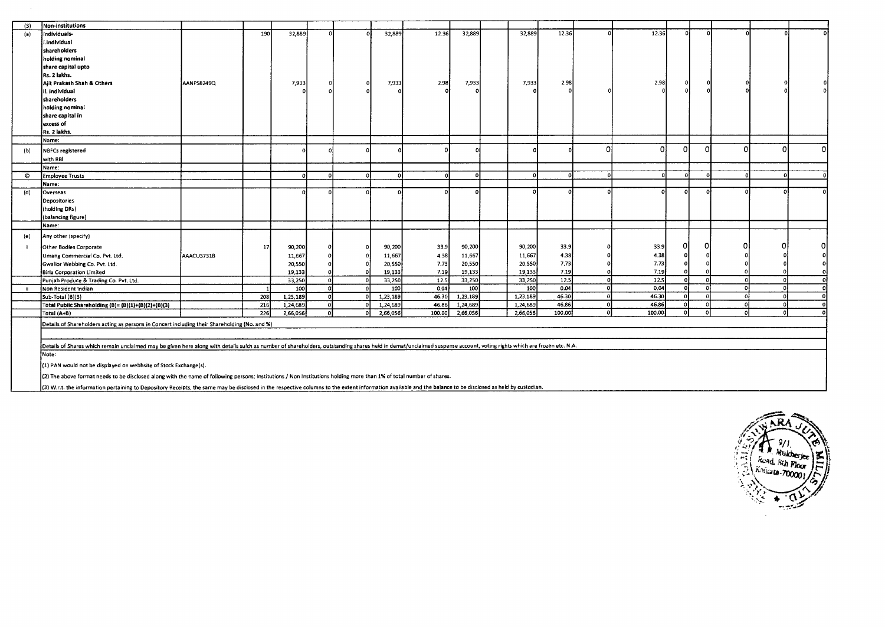| (3) | Non-Institutions | | | | | | | | | | | | | | | | | | |
|---|---|---|---|---|---|---|---|---|---|---|---|---|---|---|---|---|---|---|---|
| (a) | Individuals- i.Individual shareholders holding nominal share capital upto Rs. 2 lakhs. | | 190 | 32,889 | 0 | 0 | 32,889 | 12.36 | 32,889 | | 32,889 | 12.36 | 0 | 12.36 | 0 | 0 | 0 | 0 | 0 |
| | Ajit Prakash Shah & Others | AANPS8249Q | | 7,933 | 0 | 0 | 7,933 | 2.98 | 7,933 | | 7,933 | 2.98 | | 2.98 | 0 | 0 | 0 | 0 | 0 |
| | ii. Individual shareholders holding nominal share capital in excess of Rs. 2 lakhs. | | | 0 | 0 | 0 | 0 | 0 | 0 | | 0 | 0 | 0 | 0 | 0 | 0 | 0 | 0 | 0 |
| | Name: | | | | | | | | | | | | | | | | | | |
| (b) | NBFCs registered with RBI | | | 0 | 0 | 0 | 0 | 0 | 0 | | 0 | 0 | 0 | 0 | 0 | 0 | 0 | 0 | 0 |
| | Name: | | | | | | | | | | | | | | | | | | |
| © | Employee Trusts | | | 0 | 0 | 0 | 0 | 0 | 0 | | 0 | 0 | 0 | 0 | 0 | 0 | 0 | 0 | 0 |
| | Name: | | | | | | | | | | | | | | | | | | |
| (d) | Overseas Depositories (holding DRs) (balancing figure) | | | 0 | 0 | 0 | 0 | 0 | 0 | | 0 | 0 | 0 | 0 | 0 | 0 | 0 | 0 | 0 |
| | Name: | | | | | | | | | | | | | | | | | | |
| (e) | Any other (specify) | | | | | | | | | | | | | | | | | | |
| i | Other Bodies Corporate | | 17 | 90,200 | 0 | 0 | 90,200 | 33.9 | 90,200 | | 90,200 | 33.9 | 0 | 33.9 | 0 | 0 | 0 | 0 | 0 |
| | Umang Commercial Co. Pvt. Ltd. | AAACU3731B | | 11,667 | 0 | 0 | 11,667 | 4.38 | 11,667 | | 11,667 | 4.38 | 0 | 4.38 | 0 | 0 | 0 | 0 | 0 |
| | Gwalior Webbing Co. Pvt. Ltd. | | | 20,550 | 0 | 0 | 20,550 | 7.73 | 20,550 | | 20,550 | 7.73 | 0 | 7.73 | 0 | 0 | 0 | 0 | 0 |
| | Birla Corporation Limited | | | 19,133 | 0 | 0 | 19,133 | 7.19 | 19,133 | | 19,133 | 7.19 | 0 | 7.19 | 0 | 0 | 0 | 0 | 0 |
| | Punjab Produce & Trading Co. Pvt. Ltd. | | | 33,250 | 0 | 0 | 33,250 | 12.5 | 33,250 | | 33,250 | 12.5 | 0 | 12.5 | 0 | 0 | 0 | 0 | 0 |
| ii | Non Resident Indian | | 1 | 100 | 0 | 0 | 100 | 0.04 | 100 | | 100 | 0.04 | 0 | 0.04 | 0 | 0 | 0 | 0 | 0 |
| | Sub-Total (B)(3) | | 208 | 1,23,189 | 0 | 0 | 1,23,189 | 46.30 | 1,23,189 | | 1,23,189 | 46.30 | 0 | 46.30 | 0 | 0 | 0 | 0 | 0 |
| | Total Public Shareholding (B)= (B)(1)+(B)(2)+(B)(3) | | 216 | 1,24,689 | 0 | 0 | 1,24,689 | 46.86 | 1,24,689 | | 1,24,689 | 46.86 | 0 | 46.86 | 0 | 0 | 0 | 0 | 0 |
| | Total (A+B) | | 226 | 2,66,056 | 0 | 0 | 2,66,056 | 100.00 | 2,66,056 | | 2,66,056 | 100.00 | 0 | 100.00 | 0 | 0 | 0 | 0 | 0 |

Details of Shareholders acting as persons in Concert including their Shareholding (No. and %)

Details of Shares which remain unclaimed may be given here along with details suich as number of shareholders, outstanding shares held in demat/unclaimed suspense account, voting rights which are frozen etc. N.A.

Note:

(1) PAN would not be displayed on webhsite of Stock Exchange(s).

(2) The above format needs to be disclosed along with the name of following persons; Institutions / Non Institutions holding more than 1% of total number of shares.

(3) W.r.t. the information pertaining to Depository Receipts, the same may be disclosed in the respective columns to the extent information available and the balance to be disclosed as held by custodian.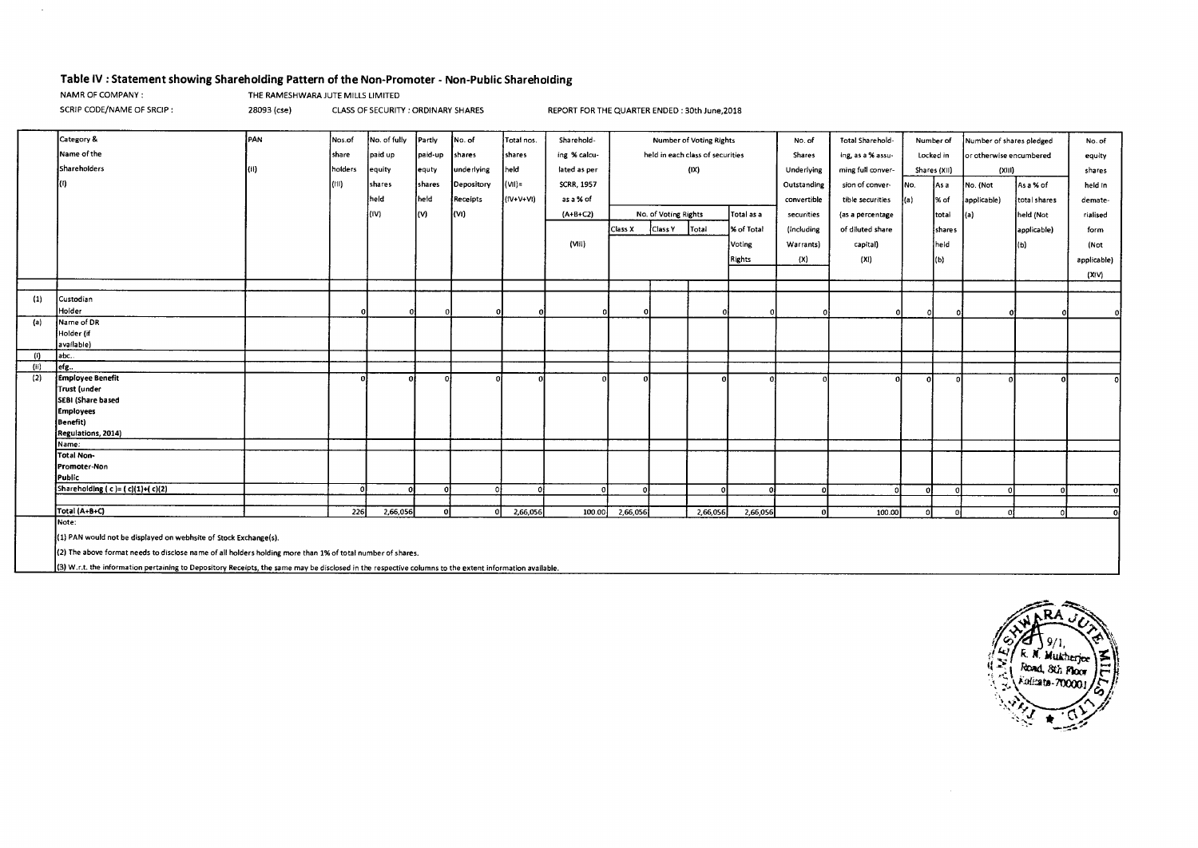## Table IV : Statement showing Shareholding Pattern of the Non-Promoter - Non-Public Shareholding

NAMR OF COMPANY : THE RAMESHWARA JUTE MILLS LIMITED

SCRIP CODE/NAME OF SRCIP : 28093 (cse) CLASS OF SECURITY : ORDINARY SHARES REPORT FOR THE QUARTER ENDED : 30th June,2018

| | Category & Name of the Shareholders (I) | PAN (II) | Nos.of share holders (III) | No. of fully paid up equity shares held (IV) | Partly paid-up equty shares held (V) | No. of shares underlying Depository Receipts (VI) | Total nos. shares held (VII)= (IV+V+VI) | Sharehold-ing % calcu-lated as per SCRR, 1957 as a % of (A+B+C2) (VIII) | Number of Voting Rights held in each class of securities (IX) | | | | No. of Shares Underlying Outstanding convertible securities (including Warrants) (X) | Total Sharehold-ing, as a % assu-ming full conver-sion of conver-tible securities (as a percentage of diluted share capital) (XI) | Number of Locked in Shares (XII) | | Number of shares pledged or otherwise encumbered (XIII) | | No. of equity shares held in demate-rialised form (Not applicable) (XIV) |
|---|---|---|---|---|---|---|---|---|---|---|---|---|---|---|---|---|---|---|---|
| | | | | | | | | | No. of Voting Rights | | | Total as a % of Total Voting Rights | | | No. (a) | As a % of total shares held (b) | No. (Not applicable) (a) | As a % of total shares held (Not applicable) (b) | |
| | | | | | | | | | Class X | Class Y | Total | | | | | | | | |
| (1) | Custodian Holder | | 0 | 0 | 0 | 0 | 0 | 0 | 0 | | 0 | 0 | 0 | 0 | 0 | 0 | 0 | 0 | 0 |
| (a) | Name of DR Holder (if available) | | | | | | | | | | | | | | | | | | |
| (i) | abc. | | | | | | | | | | | | | | | | | | |
| (ii) | efg.. | | | | | | | | | | | | | | | | | | |
| (2) | Employee Benefit Trust (under SEBI (Share based Employees Benefit) Regulations, 2014) | | 0 | 0 | 0 | 0 | 0 | 0 | 0 | | 0 | 0 | 0 | 0 | 0 | 0 | 0 | 0 | 0 |
| | Name: | | | | | | | | | | | | | | | | | | |
| | Total Non-Promoter-Non Public Shareholding ( c )= ( c)(1)+( c)(2) | | 0 | 0 | 0 | 0 | 0 | 0 | 0 | | 0 | 0 | 0 | 0 | 0 | 0 | 0 | 0 | 0 |
| | Total (A+B+C) | | 226 | 2,66,056 | 0 | 0 | 2,66,056 | 100.00 | 2,66,056 | | 2,66,056 | 2,66,056 | 0 | 100.00 | 0 | 0 | 0 | 0 | 0 |

Note:

(1) PAN would not be displayed on webhsite of Stock Exchange(s).

(2) The above format needs to disclose name of all holders holding more than 1% of total number of shares.

(3) W.r.t. the information pertaining to Depository Receipts, the same may be disclosed in the respective columns to the extent information available.